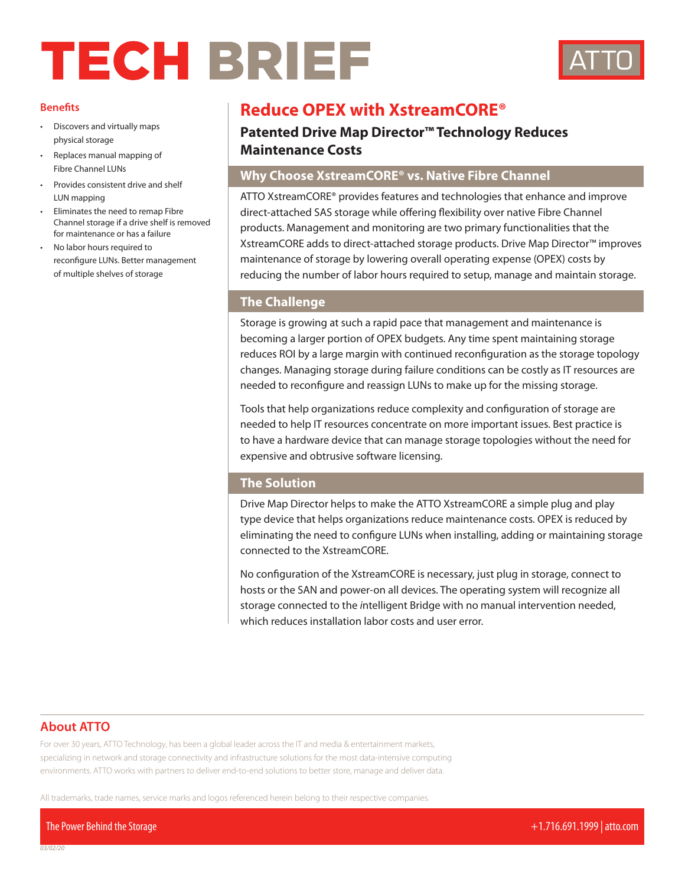# TECH BRIEF

ATTO

## Benefits

- Discovers and virtually maps physical storage
- Replaces manual mapping of Fibre Channel LUNs
- Provides consistent drive and shelf LUN mapping
- Eliminates the need to remap Fibre Channel storage if a drive shelf is removed for maintenance or has a failure
- No labor hours required to reconfigure LUNs. Better management of multiple shelves of storage

# Reduce OPEX with XstreamCORE®

## Patented Drive Map Director™ Technology Reduces Maintenance Costs

### Why Choose XstreamCORE® vs. Native Fibre Channel

ATTO XstreamCORE® provides features and technologies that enhance and improve direct-attached SAS storage while offering flexibility over native Fibre Channel products. Management and monitoring are two primary functionalities that the XstreamCORE adds to direct-attached storage products. Drive Map Director™ improves maintenance of storage by lowering overall operating expense (OPEX) costs by reducing the number of labor hours required to setup, manage and maintain storage.

### The Challenge

Storage is growing at such a rapid pace that management and maintenance is becoming a larger portion of OPEX budgets. Any time spent maintaining storage reduces ROI by a large margin with continued reconfiguration as the storage topology changes. Managing storage during failure conditions can be costly as IT resources are needed to reconfigure and reassign LUNs to make up for the missing storage.

Tools that help organizations reduce complexity and configuration of storage are needed to help IT resources concentrate on more important issues. Best practice is to have a hardware device that can manage storage topologies without the need for expensive and obtrusive software licensing.

### The Solution

Drive Map Director helps to make the ATTO XstreamCORE a simple plug and play type device that helps organizations reduce maintenance costs. OPEX is reduced by eliminating the need to configure LUNs when installing, adding or maintaining storage connected to the XstreamCORE.

No configuration of the XstreamCORE is necessary, just plug in storage, connect to hosts or the SAN and power-on all devices. The operating system will recognize all storage connected to the *i*ntelligent Bridge with no manual intervention needed, which reduces installation labor costs and user error.

## About ATTO

For over 30 years, ATTO Technology, has been a global leader across the IT and media & entertainment markets, specializing in network and storage connectivity and infrastructure solutions for the most data-intensive computing environments. ATTO works with partners to deliver end-to-end solutions to better store, manage and deliver data.

All trademarks, trade names, service marks and logos referenced herein belong to their respective companies.

The Power Behind the Storage

+1.716.691.1999 | atto.com

03/02/20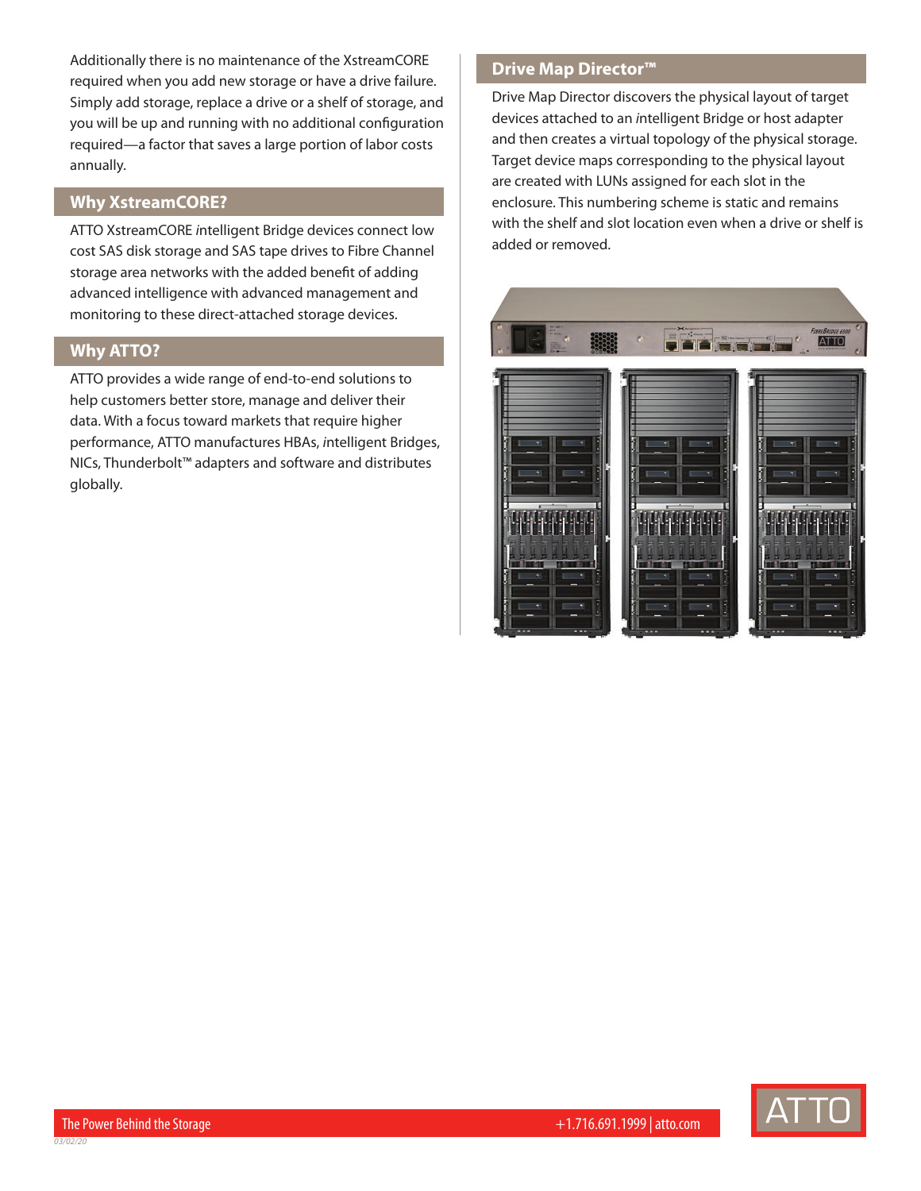Additionally there is no maintenance of the XstreamCORE required when you add new storage or have a drive failure. Simply add storage, replace a drive or a shelf of storage, and you will be up and running with no additional configuration required—a factor that saves a large portion of labor costs annually.

## Why XstreamCORE?

ATTO XstreamCORE *i*ntelligent Bridge devices connect low cost SAS disk storage and SAS tape drives to Fibre Channel storage area networks with the added benefit of adding advanced intelligence with advanced management and monitoring to these direct-attached storage devices.

## Why ATTO?

ATTO provides a wide range of end-to-end solutions to help customers better store, manage and deliver their data. With a focus toward markets that require higher performance, ATTO manufactures HBAs, *i*ntelligent Bridges, NICs, Thunderbolt™ adapters and software and distributes globally.

## Drive Map Director™

Drive Map Director discovers the physical layout of target devices attached to an *i*ntelligent Bridge or host adapter and then creates a virtual topology of the physical storage. Target device maps corresponding to the physical layout are created with LUNs assigned for each slot in the enclosure. This numbering scheme is static and remains with the shelf and slot location even when a drive or shelf is added or removed.

The Power Behind the Storage

+1.716.691.1999 | atto.com

03/02/20